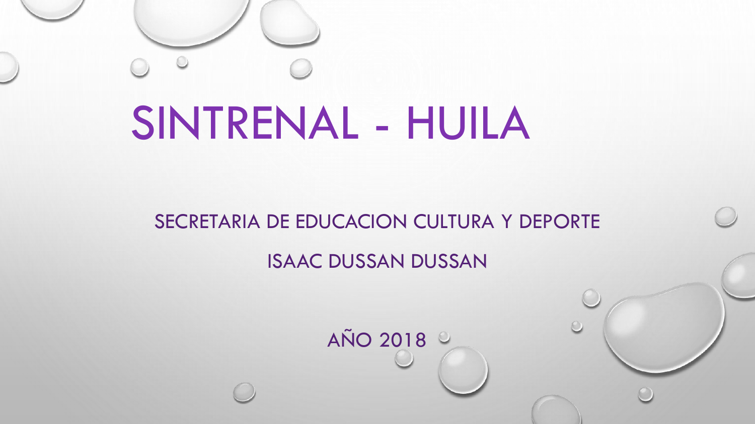# SINTRENAL - HUILA

SECRETARIA DE EDUCACION CULTURA Y DEPORTE

ISAAC DUSSAN DUSSAN

AÑO 2018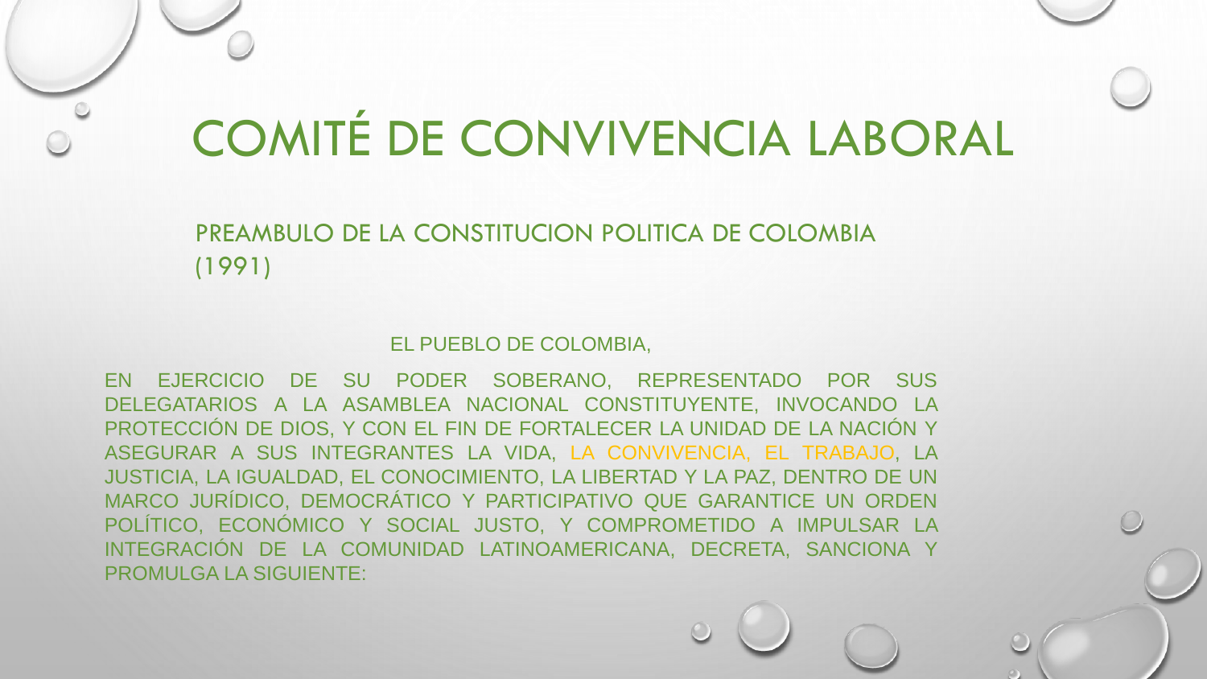# COMITÉ DE CONVIVENCIA LABORAL

## PREAMBULO DE LA CONSTITUCION POLITICA DE COLOMBIA (1991)

EL PUEBLO DE COLOMBIA,

EN EJERCICIO DE SU PODER SOBERANO, REPRESENTADO POR SUS DELEGATARIOS A LA ASAMBLEA NACIONAL CONSTITUYENTE, INVOCANDO LA PROTECCIÓN DE DIOS, Y CON EL FIN DE FORTALECER LA UNIDAD DE LA NACIÓN Y ASEGURAR A SUS INTEGRANTES LA VIDA, LA CONVIVENCIA, EL TRABAJO, LA JUSTICIA, LA IGUALDAD, EL CONOCIMIENTO, LA LIBERTAD Y LA PAZ, DENTRO DE UN MARCO JURÍDICO, DEMOCRÁTICO Y PARTICIPATIVO QUE GARANTICE UN ORDEN POLÍTICO, ECONÓMICO Y SOCIAL JUSTO, Y COMPROMETIDO A IMPULSAR LA INTEGRACIÓN DE LA COMUNIDAD LATINOAMERICANA, DECRETA, SANCIONA Y PROMULGA LA SIGUIENTE: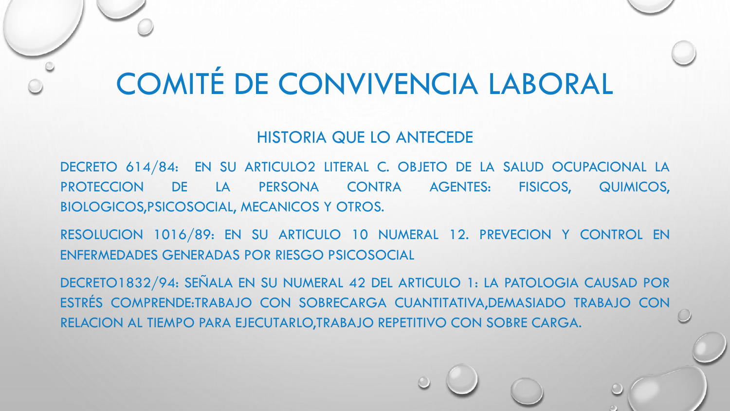# COMITÉ DE CONVIVENCIA LABORAL

## HISTORIA QUE LO ANTECEDE

DECRETO 614/84: EN SU ARTICULO2 LITERAL C. OBJETO DE LA SALUD OCUPACIONAL LA PROTECCION DE LA PERSONA CONTRA AGENTES: FISICOS, QUIMICOS, BIOLOGICOS,PSICOSOCIAL, MECANICOS Y OTROS.

RESOLUCION 1016/89: EN SU ARTICULO 10 NUMERAL 12. PREVECION Y CONTROL EN ENFERMEDADES GENERADAS POR RIESGO PSICOSOCIAL

DECRETO1832/94: SEÑALA EN SU NUMERAL 42 DEL ARTICULO 1: LA PATOLOGIA CAUSAD POR ESTRÉS COMPRENDE:TRABAJO CON SOBRECARGA CUANTITATIVA,DEMASIADO TRABAJO CON RELACION AL TIEMPO PARA EJECUTARLO,TRABAJO REPETITIVO CON SOBRE CARGA.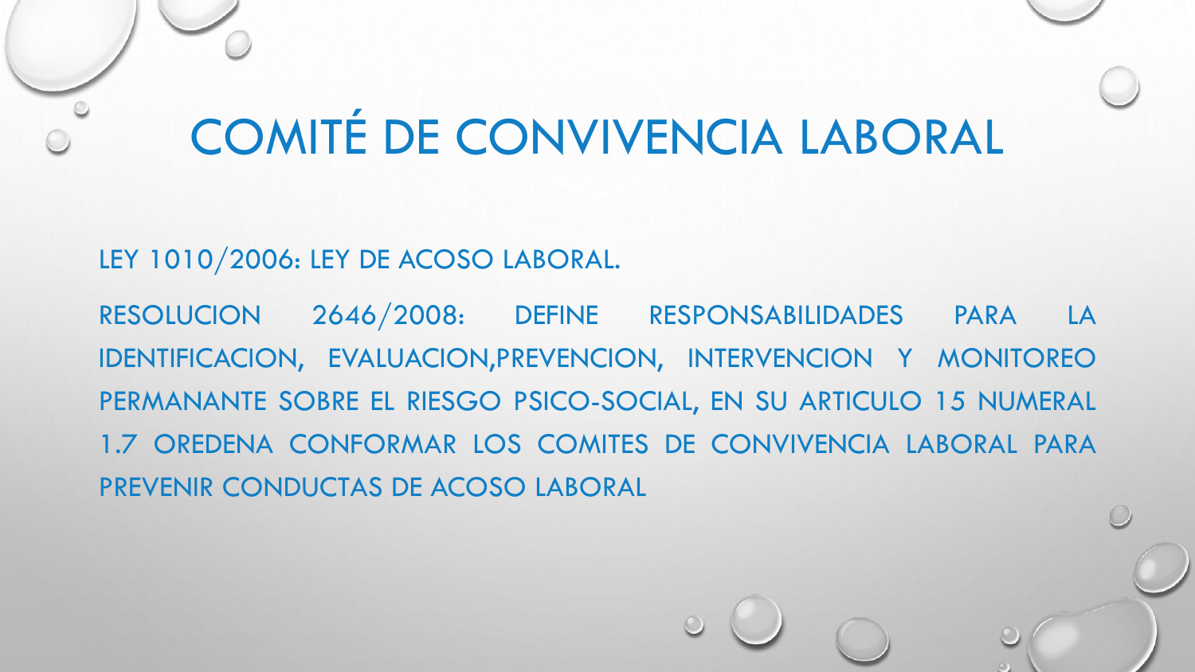# COMITÉ DE CONVIVENCIA LABORAL

LEY 1010/2006: LEY DE ACOSO LABORAL.

RESOLUCION 2646/2008: DEFINE RESPONSABILIDADES PARA LA IDENTIFICACION, EVALUACION,PREVENCION, INTERVENCION Y MONITOREO PERMANANTE SOBRE EL RIESGO PSICO-SOCIAL, EN SU ARTICULO 15 NUMERAL 1.7 OREDENA CONFORMAR LOS COMITES DE CONVIVENCIA LABORAL PARA PREVENIR CONDUCTAS DE ACOSO LABORAL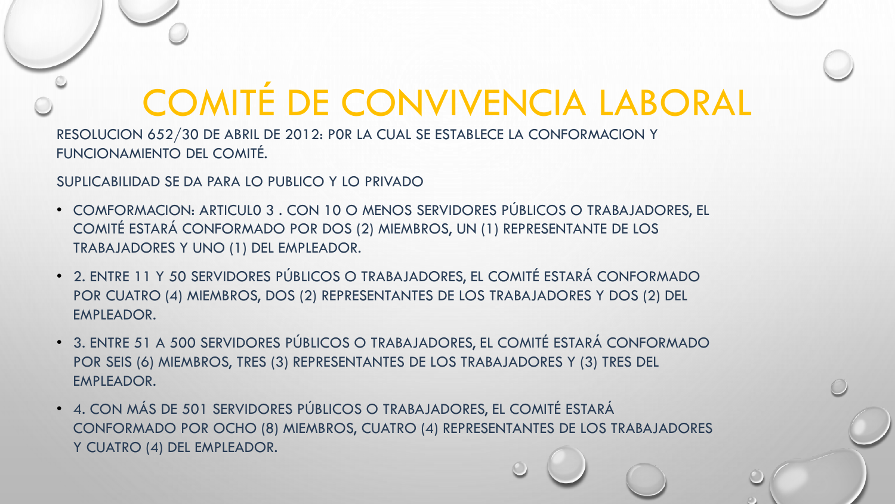# COMITÉ DE CONVIVENCIA LABORAL

RESOLUCION 652/30 DE ABRIL DE 2012: P0R LA CUAL SE ESTABLECE LA CONFORMACION Y FUNCIONAMIENTO DEL COMITÉ.

SUPLICABILIDAD SE DA PARA LO PUBLICO Y LO PRIVADO

- COMFORMACION: ARTICUL0 3 . CON 10 O MENOS SERVIDORES PÚBLICOS O TRABAJADORES, EL COMITÉ ESTARÁ CONFORMADO POR DOS (2) MIEMBROS, UN (1) REPRESENTANTE DE LOS TRABAJADORES Y UNO (1) DEL EMPLEADOR.
- 2. ENTRE 11 Y 50 SERVIDORES PÚBLICOS O TRABAJADORES, EL COMITÉ ESTARÁ CONFORMADO POR CUATRO (4) MIEMBROS, DOS (2) REPRESENTANTES DE LOS TRABAJADORES Y DOS (2) DEL EMPLEADOR.
- 3. ENTRE 51 A 500 SERVIDORES PÚBLICOS O TRABAJADORES, EL COMITÉ ESTARÁ CONFORMADO POR SEIS (6) MIEMBROS, TRES (3) REPRESENTANTES DE LOS TRABAJADORES Y (3) TRES DEL EMPLEADOR.
- 4. CON MÁS DE 501 SERVIDORES PÚBLICOS O TRABAJADORES, EL COMITÉ ESTARÁ CONFORMADO POR OCHO (8) MIEMBROS, CUATRO (4) REPRESENTANTES DE LOS TRABAJADORES Y CUATRO (4) DEL EMPLEADOR.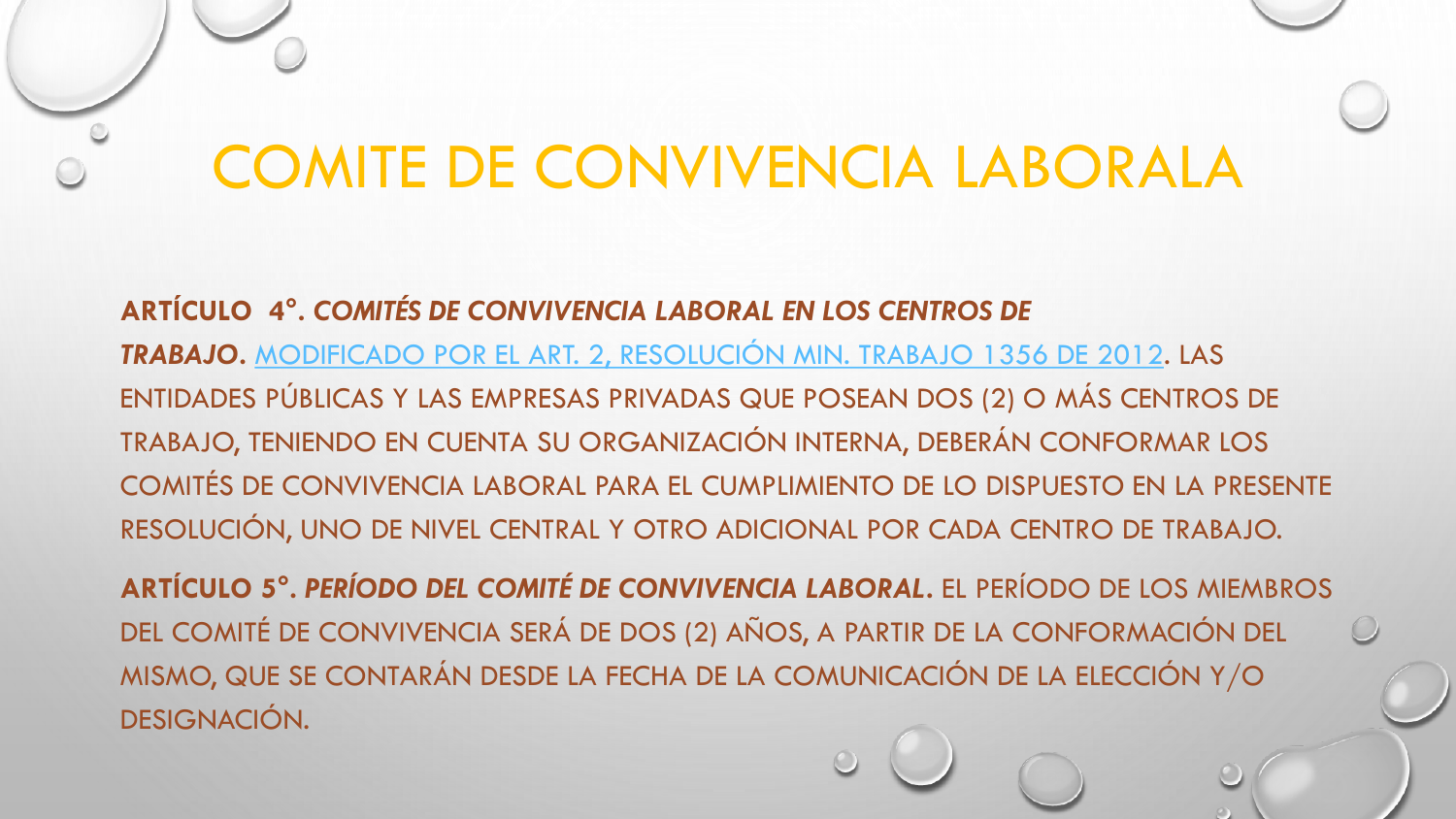# COMITE DE CONVIVENCIA LABORALA

**ARTÍCULO 4°. *COMITÉS DE CONVIVENCIA LABORAL EN LOS CENTROS DE TRABAJO.*** MODIFICADO POR EL ART. 2, RESOLUCIÓN MIN. TRABAJO 1356 DE 2012. LAS ENTIDADES PÚBLICAS Y LAS EMPRESAS PRIVADAS QUE POSEAN DOS (2) O MÁS CENTROS DE TRABAJO, TENIENDO EN CUENTA SU ORGANIZACIÓN INTERNA, DEBERÁN CONFORMAR LOS COMITÉS DE CONVIVENCIA LABORAL PARA EL CUMPLIMIENTO DE LO DISPUESTO EN LA PRESENTE RESOLUCIÓN, UNO DE NIVEL CENTRAL Y OTRO ADICIONAL POR CADA CENTRO DE TRABAJO.

**ARTÍCULO 5°. *PERÍODO DEL COMITÉ DE CONVIVENCIA LABORAL.*** EL PERÍODO DE LOS MIEMBROS DEL COMITÉ DE CONVIVENCIA SERÁ DE DOS (2) AÑOS, A PARTIR DE LA CONFORMACIÓN DEL MISMO, QUE SE CONTARÁN DESDE LA FECHA DE LA COMUNICACIÓN DE LA ELECCIÓN Y/O DESIGNACIÓN.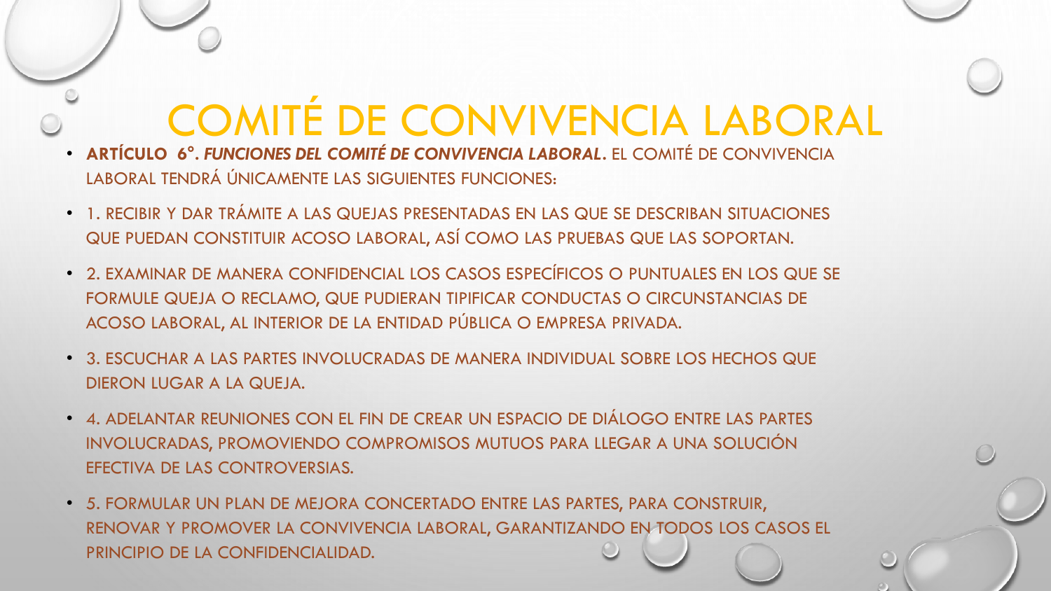# COMITÉ DE CONVIVENCIA LABORAL

- **ARTÍCULO 6°. *FUNCIONES DEL COMITÉ DE CONVIVENCIA LABORAL*.** EL COMITÉ DE CONVIVENCIA LABORAL TENDRÁ ÚNICAMENTE LAS SIGUIENTES FUNCIONES:
- 1. RECIBIR Y DAR TRÁMITE A LAS QUEJAS PRESENTADAS EN LAS QUE SE DESCRIBAN SITUACIONES QUE PUEDAN CONSTITUIR ACOSO LABORAL, ASÍ COMO LAS PRUEBAS QUE LAS SOPORTAN.
- 2. EXAMINAR DE MANERA CONFIDENCIAL LOS CASOS ESPECÍFICOS O PUNTUALES EN LOS QUE SE FORMULE QUEJA O RECLAMO, QUE PUDIERAN TIPIFICAR CONDUCTAS O CIRCUNSTANCIAS DE ACOSO LABORAL, AL INTERIOR DE LA ENTIDAD PÚBLICA O EMPRESA PRIVADA.
- 3. ESCUCHAR A LAS PARTES INVOLUCRADAS DE MANERA INDIVIDUAL SOBRE LOS HECHOS QUE DIERON LUGAR A LA QUEJA.
- 4. ADELANTAR REUNIONES CON EL FIN DE CREAR UN ESPACIO DE DIÁLOGO ENTRE LAS PARTES INVOLUCRADAS, PROMOVIENDO COMPROMISOS MUTUOS PARA LLEGAR A UNA SOLUCIÓN EFECTIVA DE LAS CONTROVERSIAS.
- 5. FORMULAR UN PLAN DE MEJORA CONCERTADO ENTRE LAS PARTES, PARA CONSTRUIR, RENOVAR Y PROMOVER LA CONVIVENCIA LABORAL, GARANTIZANDO EN TODOS LOS CASOS EL PRINCIPIO DE LA CONFIDENCIALIDAD.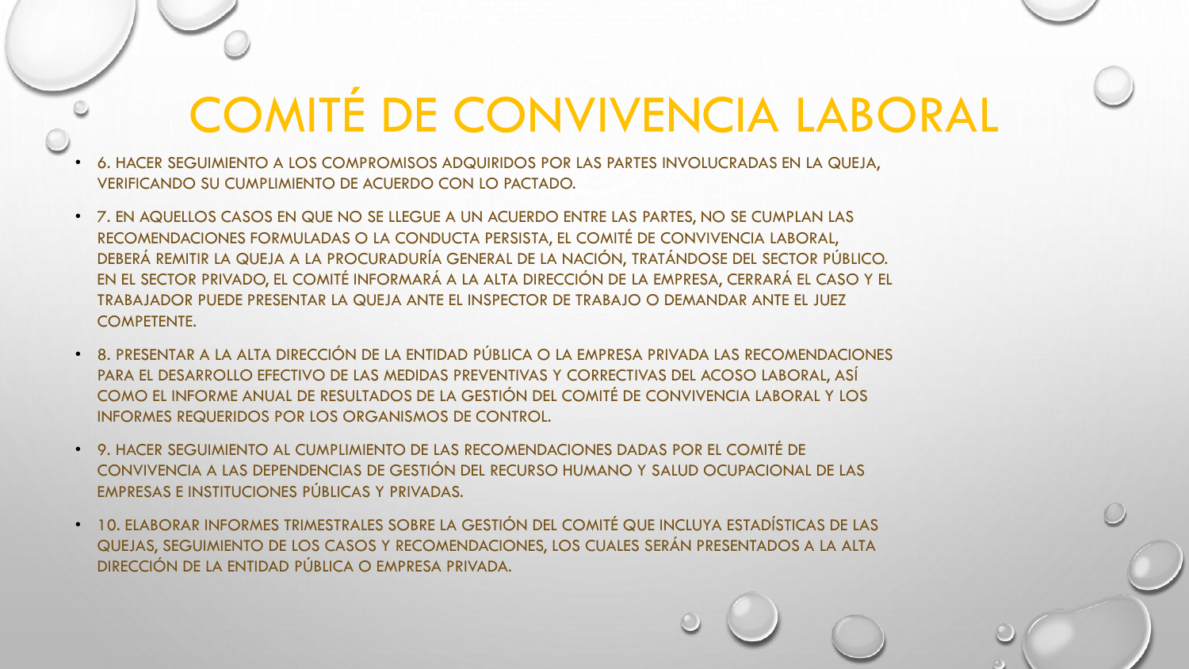# COMITÉ DE CONVIVENCIA LABORAL

- 6. HACER SEGUIMIENTO A LOS COMPROMISOS ADQUIRIDOS POR LAS PARTES INVOLUCRADAS EN LA QUEJA, VERIFICANDO SU CUMPLIMIENTO DE ACUERDO CON LO PACTADO.
- 7. EN AQUELLOS CASOS EN QUE NO SE LLEGUE A UN ACUERDO ENTRE LAS PARTES, NO SE CUMPLAN LAS RECOMENDACIONES FORMULADAS O LA CONDUCTA PERSISTA, EL COMITÉ DE CONVIVENCIA LABORAL, DEBERÁ REMITIR LA QUEJA A LA PROCURADURÍA GENERAL DE LA NACIÓN, TRATÁNDOSE DEL SECTOR PÚBLICO. EN EL SECTOR PRIVADO, EL COMITÉ INFORMARÁ A LA ALTA DIRECCIÓN DE LA EMPRESA, CERRARÁ EL CASO Y EL TRABAJADOR PUEDE PRESENTAR LA QUEJA ANTE EL INSPECTOR DE TRABAJO O DEMANDAR ANTE EL JUEZ COMPETENTE.
- 8. PRESENTAR A LA ALTA DIRECCIÓN DE LA ENTIDAD PÚBLICA O LA EMPRESA PRIVADA LAS RECOMENDACIONES PARA EL DESARROLLO EFECTIVO DE LAS MEDIDAS PREVENTIVAS Y CORRECTIVAS DEL ACOSO LABORAL, ASÍ COMO EL INFORME ANUAL DE RESULTADOS DE LA GESTIÓN DEL COMITÉ DE CONVIVENCIA LABORAL Y LOS INFORMES REQUERIDOS POR LOS ORGANISMOS DE CONTROL.
- 9. HACER SEGUIMIENTO AL CUMPLIMIENTO DE LAS RECOMENDACIONES DADAS POR EL COMITÉ DE CONVIVENCIA A LAS DEPENDENCIAS DE GESTIÓN DEL RECURSO HUMANO Y SALUD OCUPACIONAL DE LAS EMPRESAS E INSTITUCIONES PÚBLICAS Y PRIVADAS.
- 10. ELABORAR INFORMES TRIMESTRALES SOBRE LA GESTIÓN DEL COMITÉ QUE INCLUYA ESTADÍSTICAS DE LAS QUEJAS, SEGUIMIENTO DE LOS CASOS Y RECOMENDACIONES, LOS CUALES SERÁN PRESENTADOS A LA ALTA DIRECCIÓN DE LA ENTIDAD PÚBLICA O EMPRESA PRIVADA.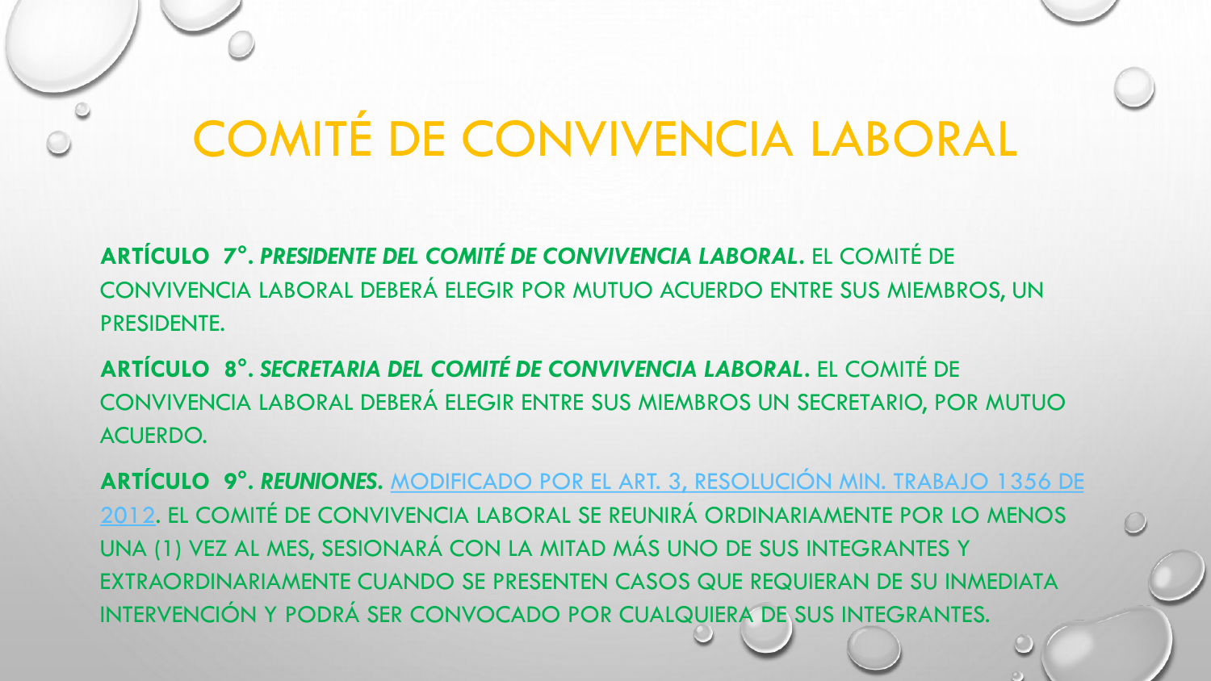# COMITÉ DE CONVIVENCIA LABORAL

**ARTÍCULO 7°. *PRESIDENTE DEL COMITÉ DE CONVIVENCIA LABORAL.*** EL COMITÉ DE CONVIVENCIA LABORAL DEBERÁ ELEGIR POR MUTUO ACUERDO ENTRE SUS MIEMBROS, UN PRESIDENTE.

**ARTÍCULO 8°. *SECRETARIA DEL COMITÉ DE CONVIVENCIA LABORAL.*** EL COMITÉ DE CONVIVENCIA LABORAL DEBERÁ ELEGIR ENTRE SUS MIEMBROS UN SECRETARIO, POR MUTUO ACUERDO.

**ARTÍCULO 9°. *REUNIONES.*** MODIFICADO POR EL ART. 3, RESOLUCIÓN MIN. TRABAJO 1356 DE 2012. EL COMITÉ DE CONVIVENCIA LABORAL SE REUNIRÁ ORDINARIAMENTE POR LO MENOS UNA (1) VEZ AL MES, SESIONARÁ CON LA MITAD MÁS UNO DE SUS INTEGRANTES Y EXTRAORDINARIAMENTE CUANDO SE PRESENTEN CASOS QUE REQUIERAN DE SU INMEDIATA INTERVENCIÓN Y PODRÁ SER CONVOCADO POR CUALQUIERA DE SUS INTEGRANTES.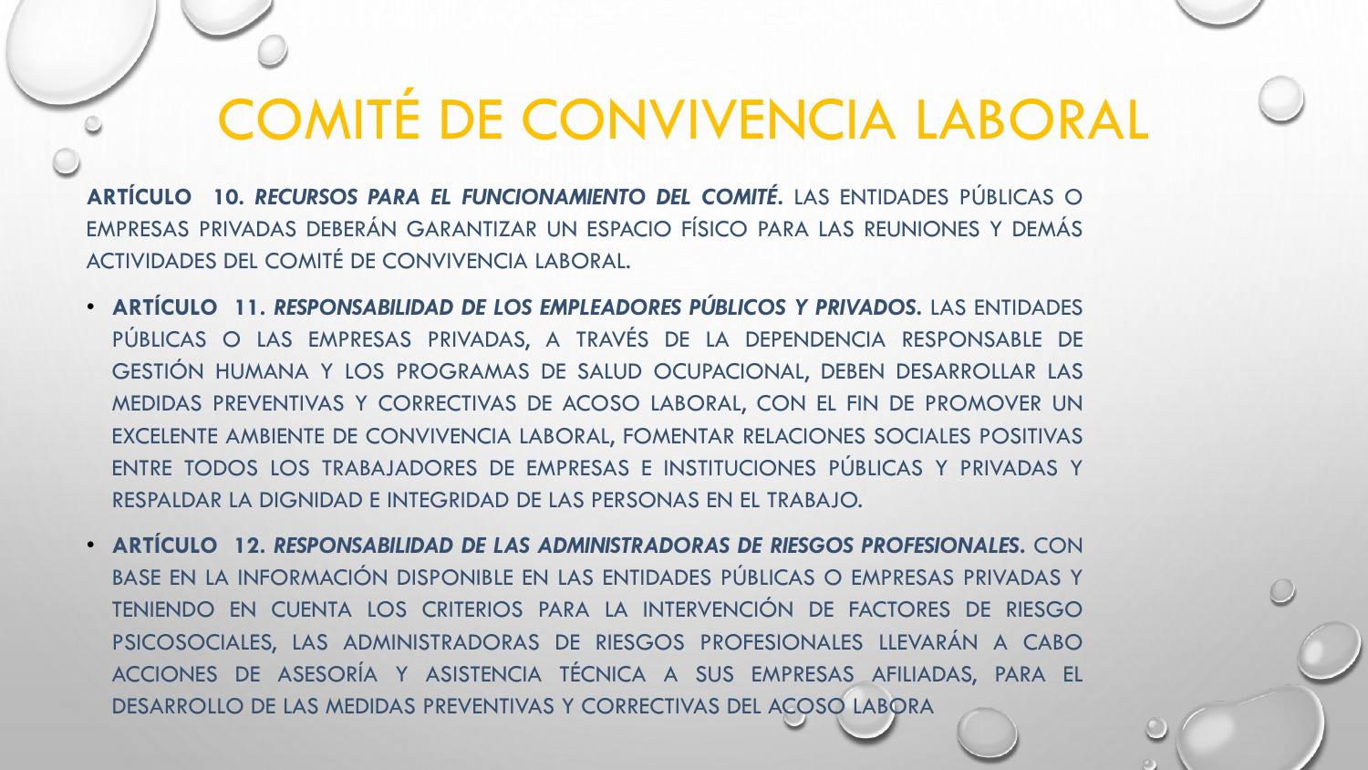# COMITÉ DE CONVIVENCIA LABORAL

**ARTÍCULO 10. *RECURSOS PARA EL FUNCIONAMIENTO DEL COMITÉ.*** LAS ENTIDADES PÚBLICAS O EMPRESAS PRIVADAS DEBERÁN GARANTIZAR UN ESPACIO FÍSICO PARA LAS REUNIONES Y DEMÁS ACTIVIDADES DEL COMITÉ DE CONVIVENCIA LABORAL.

- **ARTÍCULO 11. *RESPONSABILIDAD DE LOS EMPLEADORES PÚBLICOS Y PRIVADOS.*** LAS ENTIDADES PÚBLICAS O LAS EMPRESAS PRIVADAS, A TRAVÉS DE LA DEPENDENCIA RESPONSABLE DE GESTIÓN HUMANA Y LOS PROGRAMAS DE SALUD OCUPACIONAL, DEBEN DESARROLLAR LAS MEDIDAS PREVENTIVAS Y CORRECTIVAS DE ACOSO LABORAL, CON EL FIN DE PROMOVER UN EXCELENTE AMBIENTE DE CONVIVENCIA LABORAL, FOMENTAR RELACIONES SOCIALES POSITIVAS ENTRE TODOS LOS TRABAJADORES DE EMPRESAS E INSTITUCIONES PÚBLICAS Y PRIVADAS Y RESPALDAR LA DIGNIDAD E INTEGRIDAD DE LAS PERSONAS EN EL TRABAJO.
- **ARTÍCULO 12. *RESPONSABILIDAD DE LAS ADMINISTRADORAS DE RIESGOS PROFESIONALES.*** CON BASE EN LA INFORMACIÓN DISPONIBLE EN LAS ENTIDADES PÚBLICAS O EMPRESAS PRIVADAS Y TENIENDO EN CUENTA LOS CRITERIOS PARA LA INTERVENCIÓN DE FACTORES DE RIESGO PSICOSOCIALES, LAS ADMINISTRADORAS DE RIESGOS PROFESIONALES LLEVARÁN A CABO ACCIONES DE ASESORÍA Y ASISTENCIA TÉCNICA A SUS EMPRESAS AFILIADAS, PARA EL DESARROLLO DE LAS MEDIDAS PREVENTIVAS Y CORRECTIVAS DEL ACOSO LABORA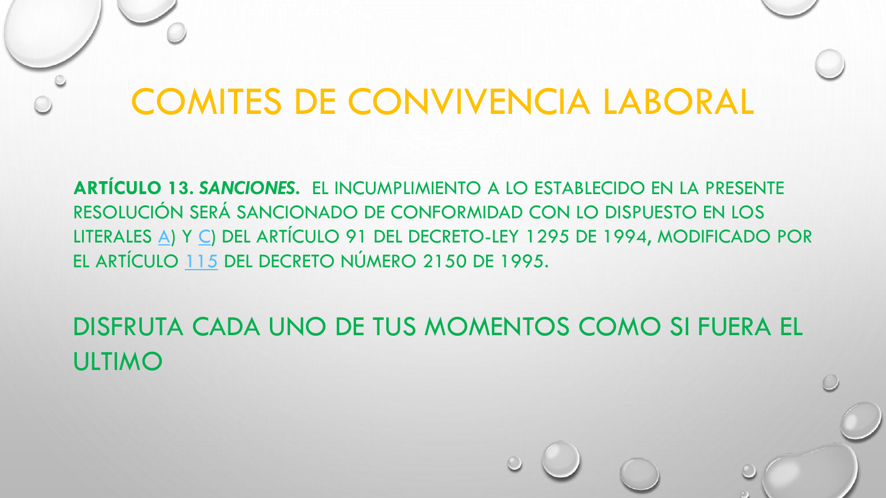# COMITES DE CONVIVENCIA LABORAL

**ARTÍCULO 13.** ***SANCIONES.*** EL INCUMPLIMIENTO A LO ESTABLECIDO EN LA PRESENTE RESOLUCIÓN SERÁ SANCIONADO DE CONFORMIDAD CON LO DISPUESTO EN LOS LITERALES A) Y C) DEL ARTÍCULO 91 DEL DECRETO-LEY 1295 DE 1994, MODIFICADO POR EL ARTÍCULO 115 DEL DECRETO NÚMERO 2150 DE 1995.

DISFRUTA CADA UNO DE TUS MOMENTOS COMO SI FUERA EL ULTIMO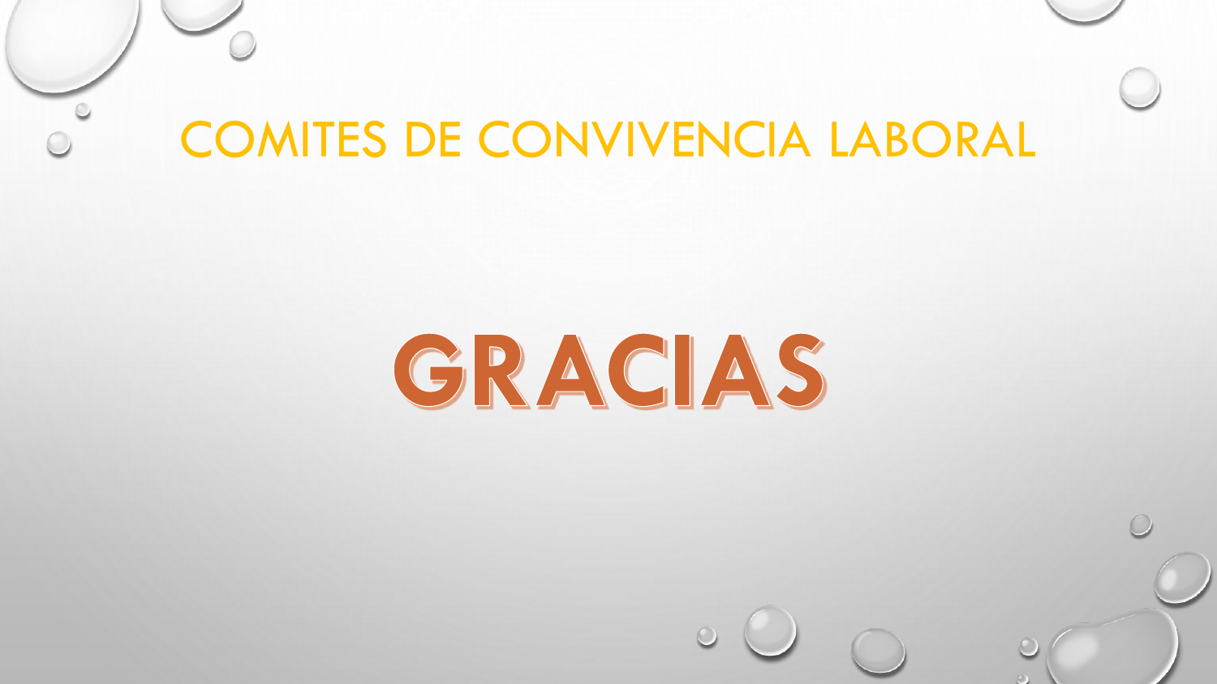# COMITES DE CONVIVENCIA LABORAL

# GRACIAS